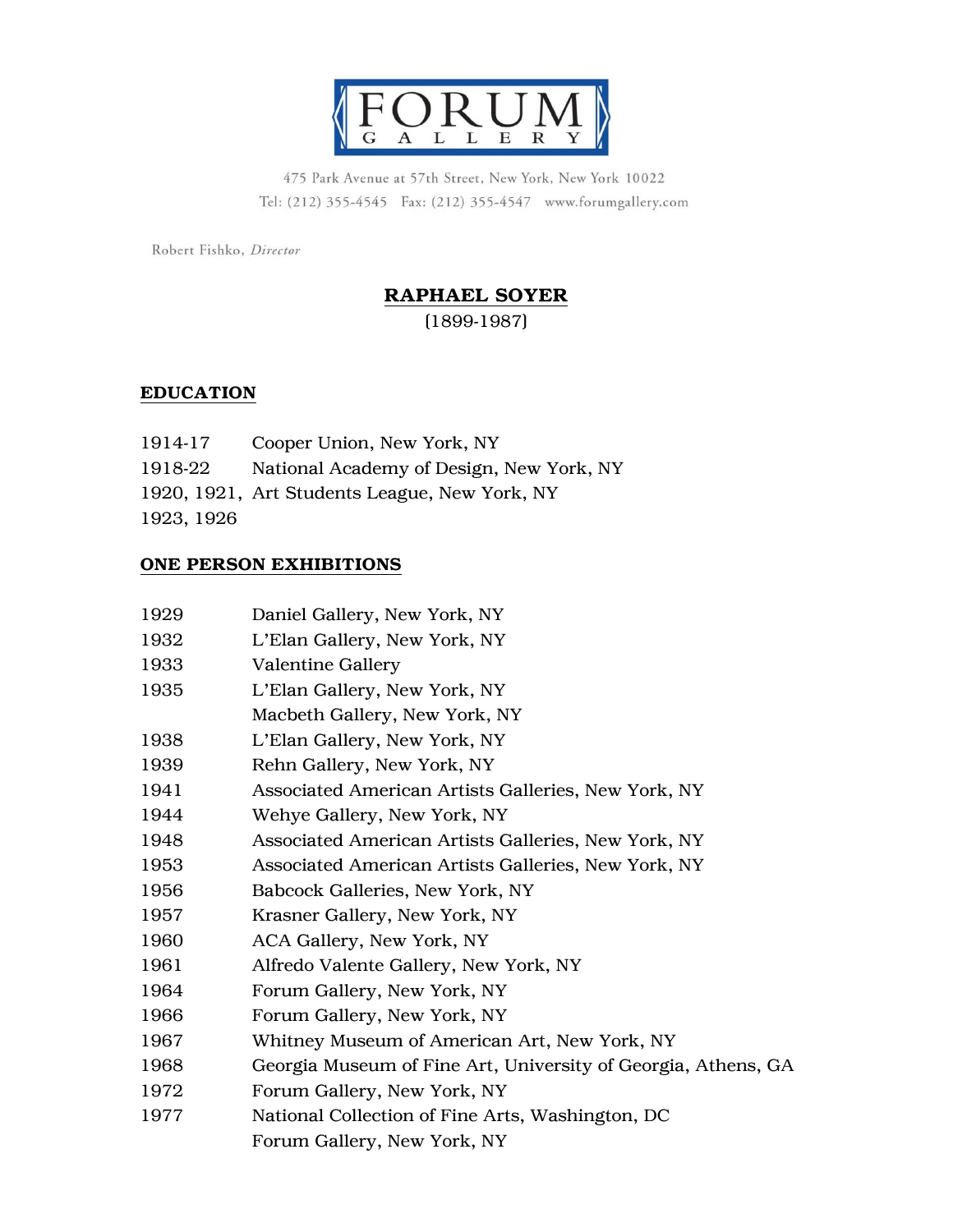FORUM GALLERY

475 Park Avenue at 57th Street, New York, New York 10022
Tel: (212) 355-4545 Fax: (212) 355-4547 www.forumgallery.com

Robert Fishko, *Director*

# RAPHAEL SOYER

(1899-1987)

## EDUCATION

| | |
|---|---|
| 1914-17 | Cooper Union, New York, NY |
| 1918-22 | National Academy of Design, New York, NY |
| 1920, 1921, 1923, 1926 | Art Students League, New York, NY |

## ONE PERSON EXHIBITIONS

| | |
|---|---|
| 1929 | Daniel Gallery, New York, NY |
| 1932 | L'Elan Gallery, New York, NY |
| 1933 | Valentine Gallery |
| 1935 | L'Elan Gallery, New York, NY |
| | Macbeth Gallery, New York, NY |
| 1938 | L'Elan Gallery, New York, NY |
| 1939 | Rehn Gallery, New York, NY |
| 1941 | Associated American Artists Galleries, New York, NY |
| 1944 | Wehye Gallery, New York, NY |
| 1948 | Associated American Artists Galleries, New York, NY |
| 1953 | Associated American Artists Galleries, New York, NY |
| 1956 | Babcock Galleries, New York, NY |
| 1957 | Krasner Gallery, New York, NY |
| 1960 | ACA Gallery, New York, NY |
| 1961 | Alfredo Valente Gallery, New York, NY |
| 1964 | Forum Gallery, New York, NY |
| 1966 | Forum Gallery, New York, NY |
| 1967 | Whitney Museum of American Art, New York, NY |
| 1968 | Georgia Museum of Fine Art, University of Georgia, Athens, GA |
| 1972 | Forum Gallery, New York, NY |
| 1977 | National Collection of Fine Arts, Washington, DC |
| | Forum Gallery, New York, NY |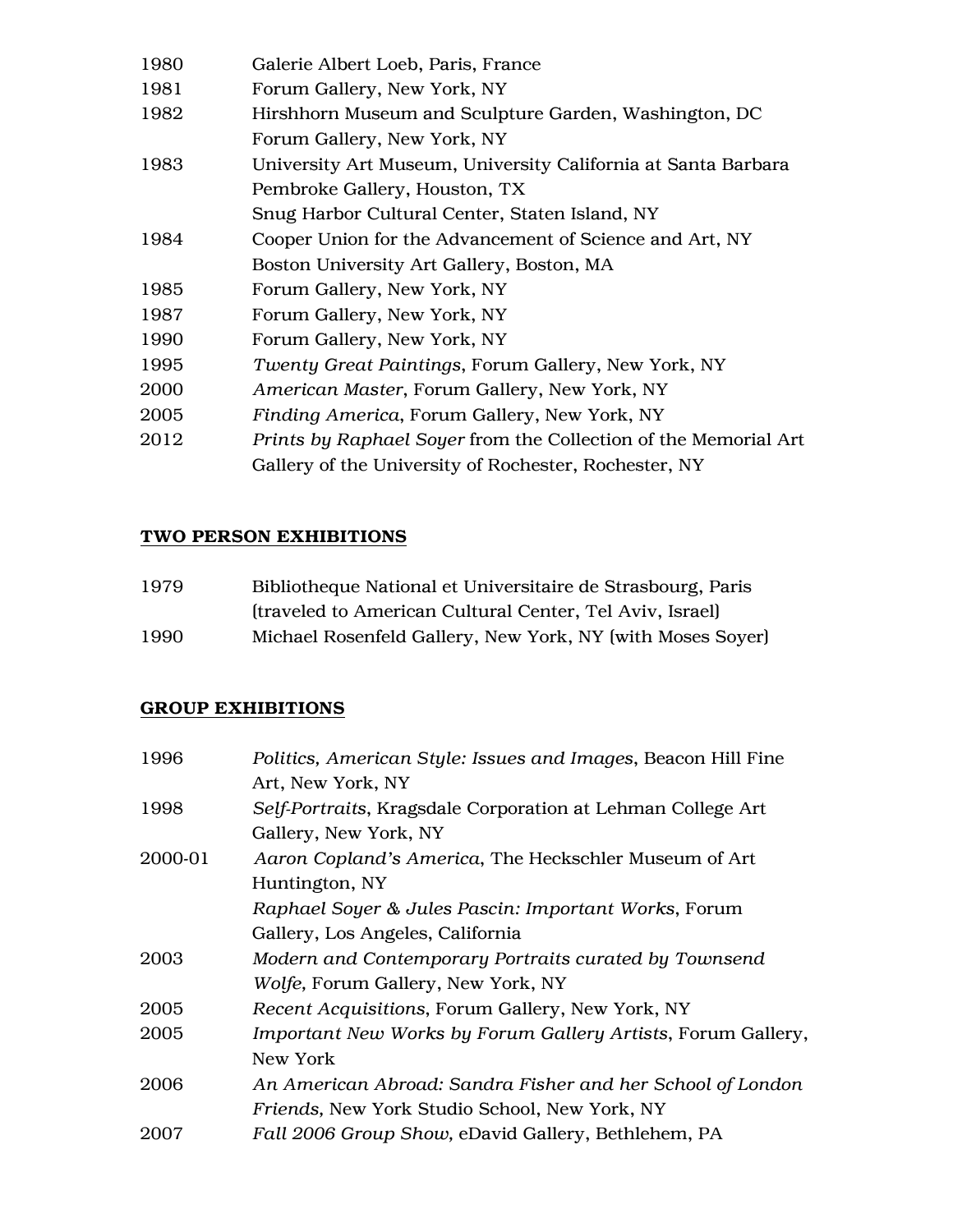| | |
|---|---|
| 1980 | Galerie Albert Loeb, Paris, France |
| 1981 | Forum Gallery, New York, NY |
| 1982 | Hirshhorn Museum and Sculpture Garden, Washington, DC |
| | Forum Gallery, New York, NY |
| 1983 | University Art Museum, University California at Santa Barbara |
| | Pembroke Gallery, Houston, TX |
| | Snug Harbor Cultural Center, Staten Island, NY |
| 1984 | Cooper Union for the Advancement of Science and Art, NY |
| | Boston University Art Gallery, Boston, MA |
| 1985 | Forum Gallery, New York, NY |
| 1987 | Forum Gallery, New York, NY |
| 1990 | Forum Gallery, New York, NY |
| 1995 | *Twenty Great Paintings*, Forum Gallery, New York, NY |
| 2000 | *American Master*, Forum Gallery, New York, NY |
| 2005 | *Finding America*, Forum Gallery, New York, NY |
| 2012 | *Prints by Raphael Soyer* from the Collection of the Memorial Art Gallery of the University of Rochester, Rochester, NY |

**TWO PERSON EXHIBITIONS**

| | |
|---|---|
| 1979 | Bibliotheque National et Universitaire de Strasbourg, Paris (traveled to American Cultural Center, Tel Aviv, Israel) |
| 1990 | Michael Rosenfeld Gallery, New York, NY (with Moses Soyer) |

**GROUP EXHIBITIONS**

| | |
|---|---|
| 1996 | *Politics, American Style: Issues and Images*, Beacon Hill Fine Art, New York, NY |
| 1998 | *Self-Portraits*, Kragsdale Corporation at Lehman College Art Gallery, New York, NY |
| 2000-01 | *Aaron Copland's America*, The Heckschler Museum of Art Huntington, NY |
| | *Raphael Soyer & Jules Pascin: Important Works*, Forum Gallery, Los Angeles, California |
| 2003 | *Modern and Contemporary Portraits curated by Townsend Wolfe*, Forum Gallery, New York, NY |
| 2005 | *Recent Acquisitions*, Forum Gallery, New York, NY |
| 2005 | *Important New Works by Forum Gallery Artists*, Forum Gallery, New York |
| 2006 | *An American Abroad: Sandra Fisher and her School of London Friends*, New York Studio School, New York, NY |
| 2007 | *Fall 2006 Group Show*, eDavid Gallery, Bethlehem, PA |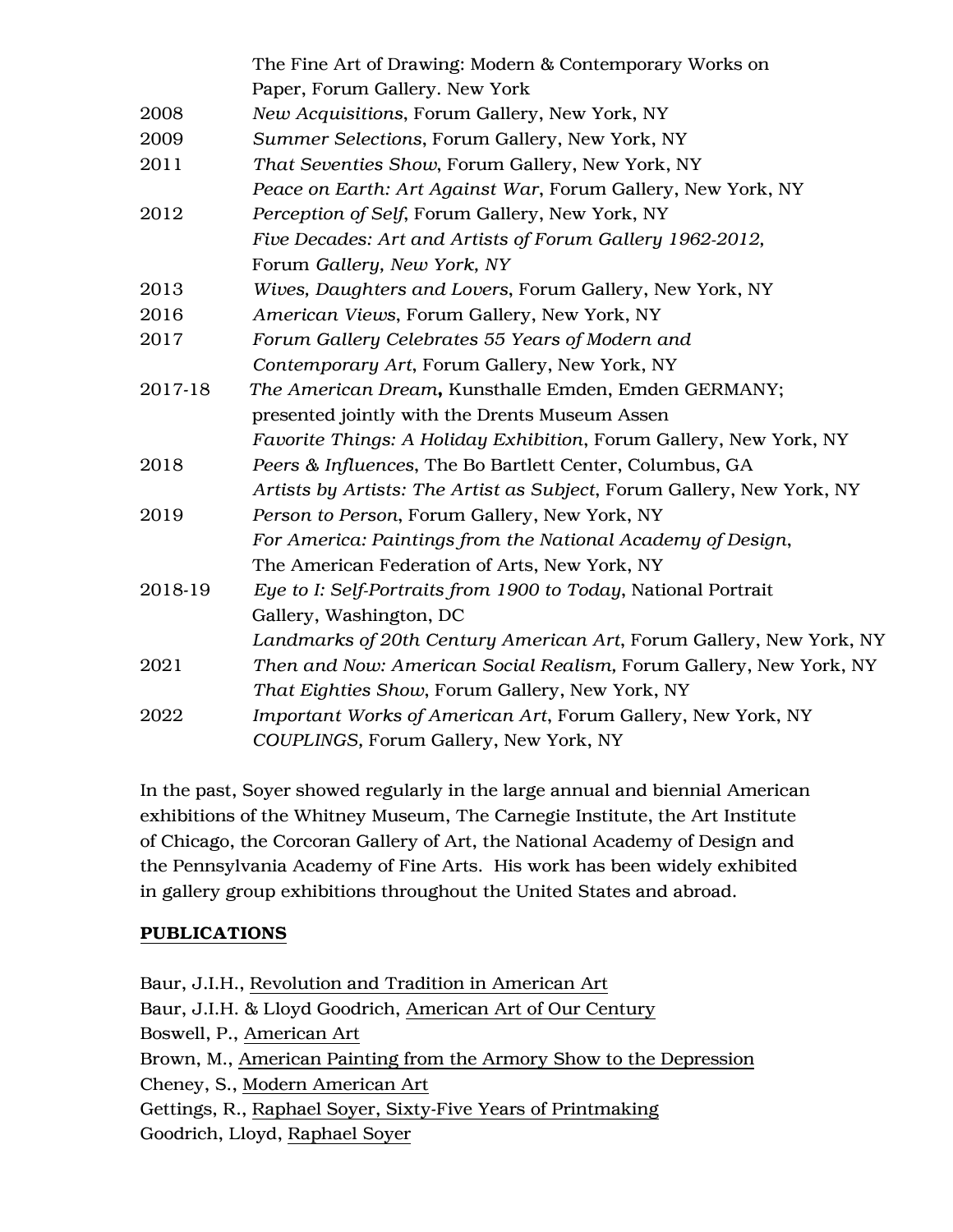The Fine Art of Drawing: Modern & Contemporary Works on Paper, Forum Gallery. New York

2008 *New Acquisitions*, Forum Gallery, New York, NY

2009 *Summer Selections*, Forum Gallery, New York, NY

2011 *That Seventies Show*, Forum Gallery, New York, NY
*Peace on Earth: Art Against War*, Forum Gallery, New York, NY

2012 *Perception of Self*, Forum Gallery, New York, NY
*Five Decades: Art and Artists of Forum Gallery 1962-2012,* Forum *Gallery, New York, NY*

2013 *Wives, Daughters and Lovers*, Forum Gallery, New York, NY

2016 *American Views*, Forum Gallery, New York, NY

2017 *Forum Gallery Celebrates 55 Years of Modern and Contemporary Art*, Forum Gallery, New York, NY

2017-18 *The American Dream***,** Kunsthalle Emden, Emden GERMANY; presented jointly with the Drents Museum Assen
*Favorite Things: A Holiday Exhibition*, Forum Gallery, New York, NY

2018 *Peers & Influences*, The Bo Bartlett Center, Columbus, GA
*Artists by Artists: The Artist as Subject*, Forum Gallery, New York, NY

2019 *Person to Person*, Forum Gallery, New York, NY
*For America: Paintings from the National Academy of Design*, The American Federation of Arts, New York, NY

2018-19 *Eye to I: Self-Portraits from 1900 to Today*, National Portrait Gallery, Washington, DC
*Landmarks of 20th Century American Art*, Forum Gallery, New York, NY

2021 *Then and Now: American Social Realism,* Forum Gallery, New York, NY
*That Eighties Show*, Forum Gallery, New York, NY

2022 *Important Works of American Art*, Forum Gallery, New York, NY
*COUPLINGS*, Forum Gallery, New York, NY

In the past, Soyer showed regularly in the large annual and biennial American exhibitions of the Whitney Museum, The Carnegie Institute, the Art Institute of Chicago, the Corcoran Gallery of Art, the National Academy of Design and the Pennsylvania Academy of Fine Arts. His work has been widely exhibited in gallery group exhibitions throughout the United States and abroad.

## PUBLICATIONS

Baur, J.I.H., <u>Revolution and Tradition in American Art</u>
Baur, J.I.H. & Lloyd Goodrich, <u>American Art of Our Century</u>
Boswell, P., <u>American Art</u>
Brown, M., <u>American Painting from the Armory Show to the Depression</u>
Cheney, S., <u>Modern American Art</u>
Gettings, R., <u>Raphael Soyer, Sixty-Five Years of Printmaking</u>
Goodrich, Lloyd, <u>Raphael Soyer</u>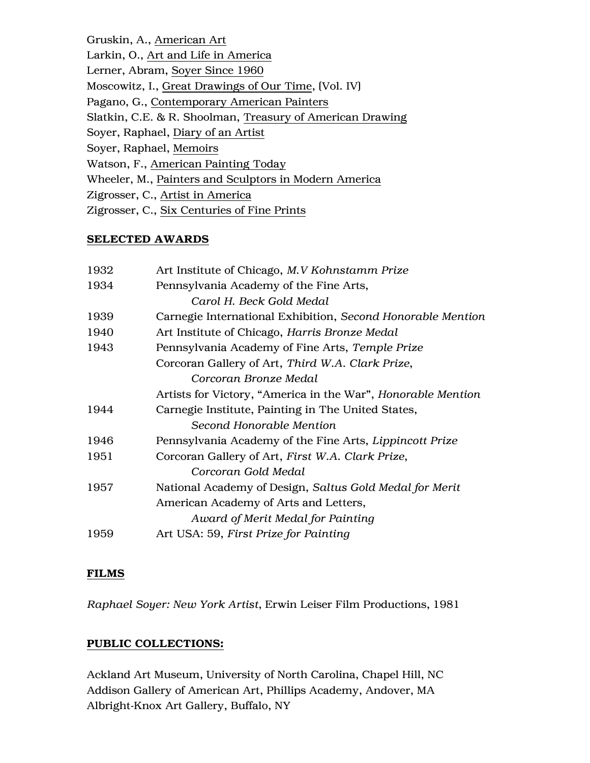Gruskin, A., American Art
Larkin, O., Art and Life in America
Lerner, Abram, Soyer Since 1960
Moscowitz, I., Great Drawings of Our Time, (Vol. IV)
Pagano, G., Contemporary American Painters
Slatkin, C.E. & R. Shoolman, Treasury of American Drawing
Soyer, Raphael, Diary of an Artist
Soyer, Raphael, Memoirs
Watson, F., American Painting Today
Wheeler, M., Painters and Sculptors in Modern America
Zigrosser, C., Artist in America
Zigrosser, C., Six Centuries of Fine Prints

## SELECTED AWARDS

| | |
|---|---|
| 1932 | Art Institute of Chicago, *M.V Kohnstamm Prize* |
| 1934 | Pennsylvania Academy of the Fine Arts, *Carol H. Beck Gold Medal* |
| 1939 | Carnegie International Exhibition, *Second Honorable Mention* |
| 1940 | Art Institute of Chicago, *Harris Bronze Medal* |
| 1943 | Pennsylvania Academy of Fine Arts, *Temple Prize* |
| | Corcoran Gallery of Art, *Third W.A. Clark Prize*, *Corcoran Bronze Medal* |
| | Artists for Victory, "America in the War", *Honorable Mention* |
| 1944 | Carnegie Institute, Painting in The United States, *Second Honorable Mention* |
| 1946 | Pennsylvania Academy of the Fine Arts, *Lippincott Prize* |
| 1951 | Corcoran Gallery of Art, *First W.A. Clark Prize*, *Corcoran Gold Medal* |
| 1957 | National Academy of Design, *Saltus Gold Medal for Merit* |
| | American Academy of Arts and Letters, *Award of Merit Medal for Painting* |
| 1959 | Art USA: 59, *First Prize for Painting* |

## FILMS

*Raphael Soyer: New York Artist*, Erwin Leiser Film Productions, 1981

## PUBLIC COLLECTIONS:

Ackland Art Museum, University of North Carolina, Chapel Hill, NC
Addison Gallery of American Art, Phillips Academy, Andover, MA
Albright-Knox Art Gallery, Buffalo, NY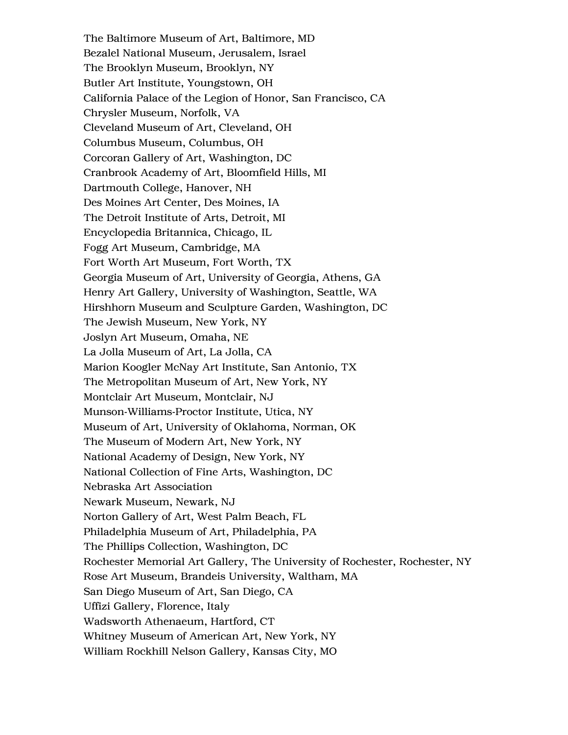The Baltimore Museum of Art, Baltimore, MD
Bezalel National Museum, Jerusalem, Israel
The Brooklyn Museum, Brooklyn, NY
Butler Art Institute, Youngstown, OH
California Palace of the Legion of Honor, San Francisco, CA
Chrysler Museum, Norfolk, VA
Cleveland Museum of Art, Cleveland, OH
Columbus Museum, Columbus, OH
Corcoran Gallery of Art, Washington, DC
Cranbrook Academy of Art, Bloomfield Hills, MI
Dartmouth College, Hanover, NH
Des Moines Art Center, Des Moines, IA
The Detroit Institute of Arts, Detroit, MI
Encyclopedia Britannica, Chicago, IL
Fogg Art Museum, Cambridge, MA
Fort Worth Art Museum, Fort Worth, TX
Georgia Museum of Art, University of Georgia, Athens, GA
Henry Art Gallery, University of Washington, Seattle, WA
Hirshhorn Museum and Sculpture Garden, Washington, DC
The Jewish Museum, New York, NY
Joslyn Art Museum, Omaha, NE
La Jolla Museum of Art, La Jolla, CA
Marion Koogler McNay Art Institute, San Antonio, TX
The Metropolitan Museum of Art, New York, NY
Montclair Art Museum, Montclair, NJ
Munson-Williams-Proctor Institute, Utica, NY
Museum of Art, University of Oklahoma, Norman, OK
The Museum of Modern Art, New York, NY
National Academy of Design, New York, NY
National Collection of Fine Arts, Washington, DC
Nebraska Art Association
Newark Museum, Newark, NJ
Norton Gallery of Art, West Palm Beach, FL
Philadelphia Museum of Art, Philadelphia, PA
The Phillips Collection, Washington, DC
Rochester Memorial Art Gallery, The University of Rochester, Rochester, NY
Rose Art Museum, Brandeis University, Waltham, MA
San Diego Museum of Art, San Diego, CA
Uffizi Gallery, Florence, Italy
Wadsworth Athenaeum, Hartford, CT
Whitney Museum of American Art, New York, NY
William Rockhill Nelson Gallery, Kansas City, MO